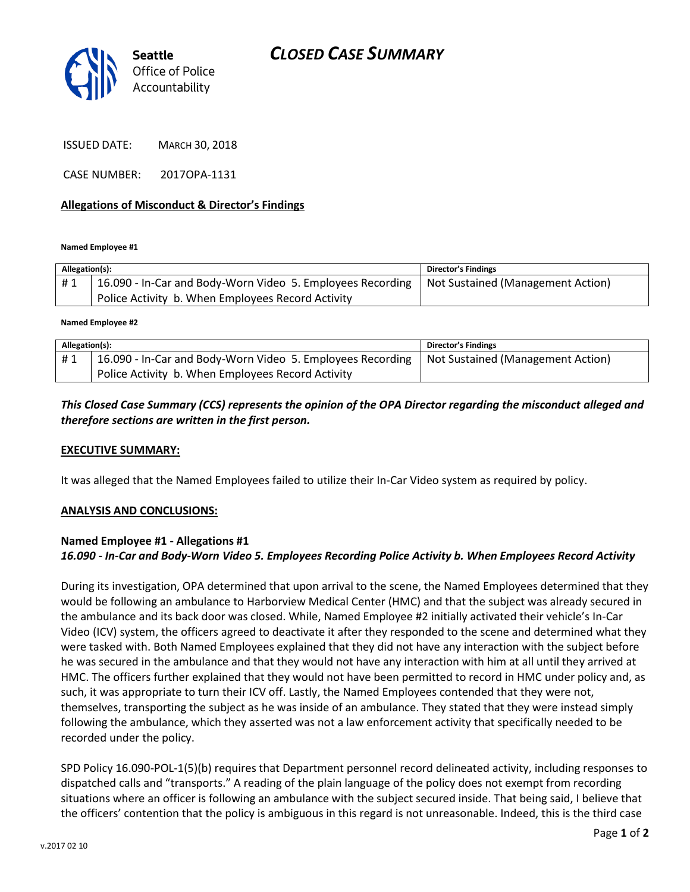Seattle Office of Police Accountability

# CLOSED CASE SUMMARY

ISSUED DATE: MARCH 30, 2018

CASE NUMBER: 2017OPA-1131

**Allegations of Misconduct & Director's Findings**

**Named Employee #1**

| Allegation(s): | | Director's Findings |
|---|---|---|
| # 1 | 16.090 - In-Car and Body-Worn Video 5. Employees Recording Police Activity b. When Employees Record Activity | Not Sustained (Management Action) |

**Named Employee #2**

| Allegation(s): | | Director's Findings |
|---|---|---|
| # 1 | 16.090 - In-Car and Body-Worn Video 5. Employees Recording Police Activity b. When Employees Record Activity | Not Sustained (Management Action) |

***This Closed Case Summary (CCS) represents the opinion of the OPA Director regarding the misconduct alleged and therefore sections are written in the first person.***

**EXECUTIVE SUMMARY:**

It was alleged that the Named Employees failed to utilize their In-Car Video system as required by policy.

**ANALYSIS AND CONCLUSIONS:**

**Named Employee #1 - Allegations #1**
***16.090 - In-Car and Body-Worn Video 5. Employees Recording Police Activity b. When Employees Record Activity***

During its investigation, OPA determined that upon arrival to the scene, the Named Employees determined that they would be following an ambulance to Harborview Medical Center (HMC) and that the subject was already secured in the ambulance and its back door was closed. While, Named Employee #2 initially activated their vehicle's In-Car Video (ICV) system, the officers agreed to deactivate it after they responded to the scene and determined what they were tasked with. Both Named Employees explained that they did not have any interaction with the subject before he was secured in the ambulance and that they would not have any interaction with him at all until they arrived at HMC. The officers further explained that they would not have been permitted to record in HMC under policy and, as such, it was appropriate to turn their ICV off. Lastly, the Named Employees contended that they were not, themselves, transporting the subject as he was inside of an ambulance. They stated that they were instead simply following the ambulance, which they asserted was not a law enforcement activity that specifically needed to be recorded under the policy.

SPD Policy 16.090-POL-1(5)(b) requires that Department personnel record delineated activity, including responses to dispatched calls and "transports." A reading of the plain language of the policy does not exempt from recording situations where an officer is following an ambulance with the subject secured inside. That being said, I believe that the officers' contention that the policy is ambiguous in this regard is not unreasonable. Indeed, this is the third case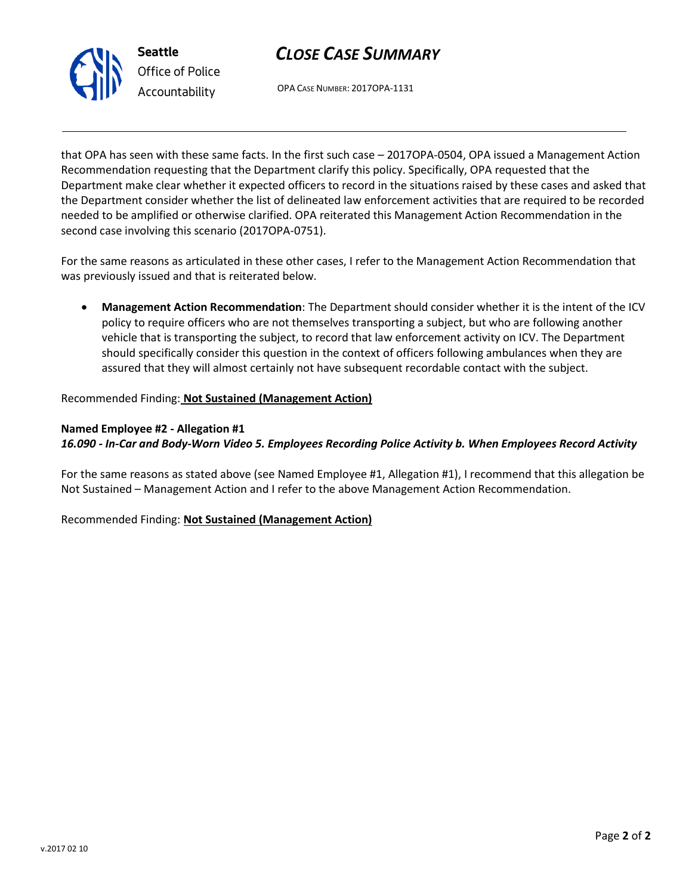that OPA has seen with these same facts. In the first such case – 2017OPA-0504, OPA issued a Management Action Recommendation requesting that the Department clarify this policy. Specifically, OPA requested that the Department make clear whether it expected officers to record in the situations raised by these cases and asked that the Department consider whether the list of delineated law enforcement activities that are required to be recorded needed to be amplified or otherwise clarified. OPA reiterated this Management Action Recommendation in the second case involving this scenario (2017OPA-0751).

For the same reasons as articulated in these other cases, I refer to the Management Action Recommendation that was previously issued and that is reiterated below.

- **Management Action Recommendation**: The Department should consider whether it is the intent of the ICV policy to require officers who are not themselves transporting a subject, but who are following another vehicle that is transporting the subject, to record that law enforcement activity on ICV. The Department should specifically consider this question in the context of officers following ambulances when they are assured that they will almost certainly not have subsequent recordable contact with the subject.

Recommended Finding: **Not Sustained (Management Action)**

**Named Employee #2 - Allegation #1**
***16.090 - In-Car and Body-Worn Video 5. Employees Recording Police Activity b. When Employees Record Activity***

For the same reasons as stated above (see Named Employee #1, Allegation #1), I recommend that this allegation be Not Sustained – Management Action and I refer to the above Management Action Recommendation.

Recommended Finding: **Not Sustained (Management Action)**